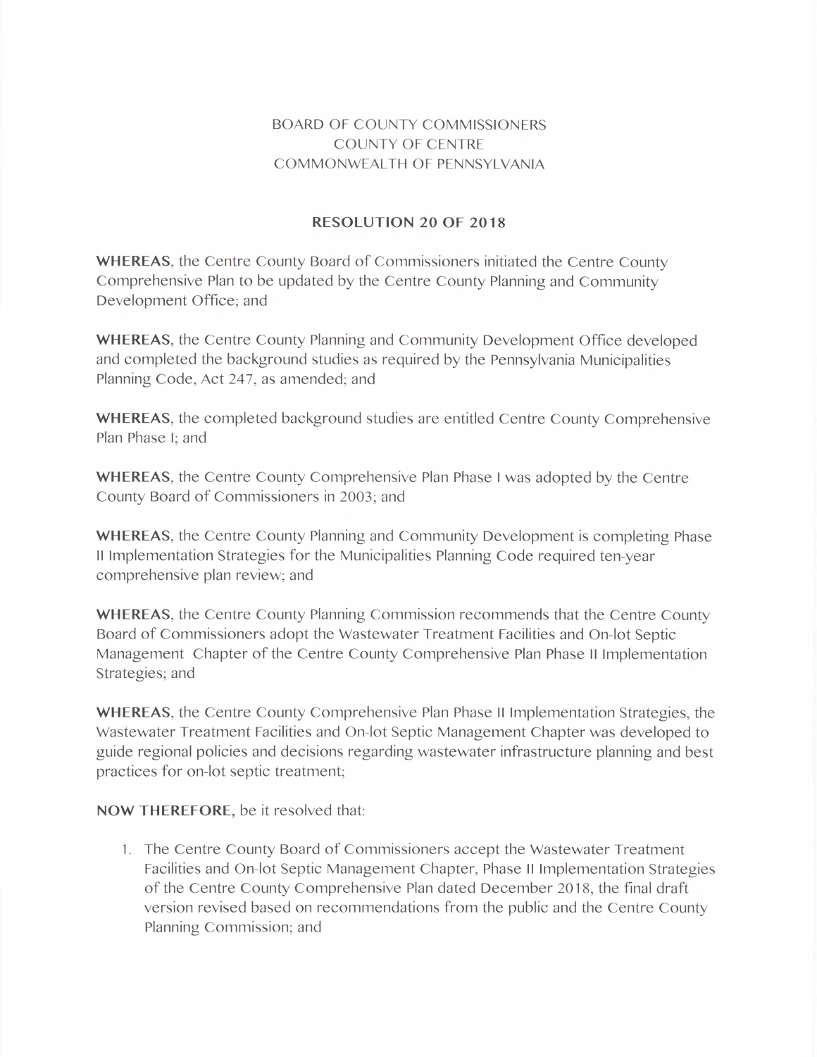BOARD OF COUNTY COMMISSIONERS
COUNTY OF CENTRE
COMMONWEALTH OF PENNSYLVANIA

## RESOLUTION 20 OF 2018

**WHEREAS**, the Centre County Board of Commissioners initiated the Centre County Comprehensive Plan to be updated by the Centre County Planning and Community Development Office; and

**WHEREAS**, the Centre County Planning and Community Development Office developed and completed the background studies as required by the Pennsylvania Municipalities Planning Code, Act 247, as amended; and

**WHEREAS**, the completed background studies are entitled Centre County Comprehensive Plan Phase I; and

**WHEREAS**, the Centre County Comprehensive Plan Phase I was adopted by the Centre County Board of Commissioners in 2003; and

**WHEREAS**, the Centre County Planning and Community Development is completing Phase II Implementation Strategies for the Municipalities Planning Code required ten-year comprehensive plan review; and

**WHEREAS**, the Centre County Planning Commission recommends that the Centre County Board of Commissioners adopt the Wastewater Treatment Facilities and On-lot Septic Management Chapter of the Centre County Comprehensive Plan Phase II Implementation Strategies; and

**WHEREAS**, the Centre County Comprehensive Plan Phase II Implementation Strategies, the Wastewater Treatment Facilities and On-lot Septic Management Chapter was developed to guide regional policies and decisions regarding wastewater infrastructure planning and best practices for on-lot septic treatment;

**NOW THEREFORE,** be it resolved that:

1. The Centre County Board of Commissioners accept the Wastewater Treatment Facilities and On-lot Septic Management Chapter, Phase II Implementation Strategies of the Centre County Comprehensive Plan dated December 2018, the final draft version revised based on recommendations from the public and the Centre County Planning Commission; and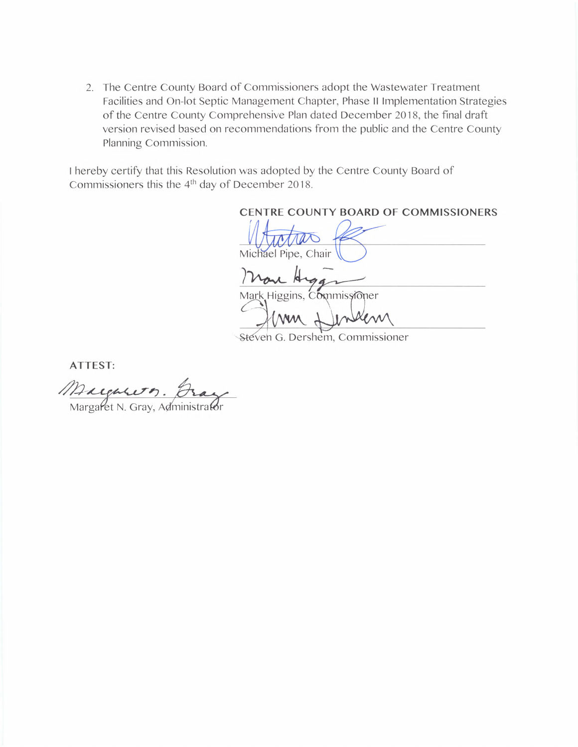2. The Centre County Board of Commissioners adopt the Wastewater Treatment Facilities and On-lot Septic Management Chapter, Phase II Implementation Strategies of the Centre County Comprehensive Plan dated December 2018, the final draft version revised based on recommendations from the public and the Centre County Planning Commission.

I hereby certify that this Resolution was adopted by the Centre County Board of Commissioners this the 4th day of December 2018.

**CENTRE COUNTY BOARD OF COMMISSIONERS**

Michael Pipe, Chair

Mark Higgins, Commissioner

Steven G. Dershem, Commissioner

**ATTEST:**

Margaret N. Gray, Administrator